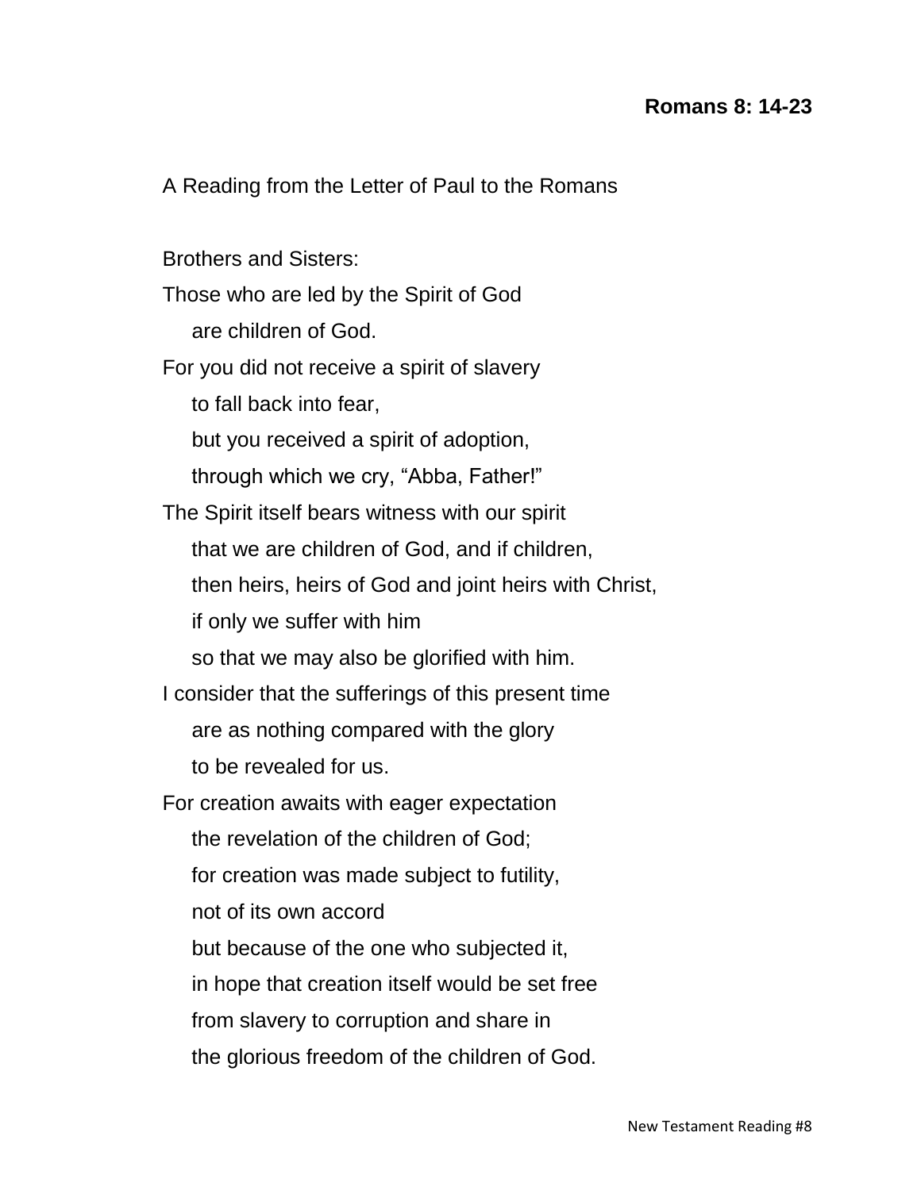**Romans 8: 14-23**

A Reading from the Letter of Paul to the Romans

Brothers and Sisters:
Those who are led by the Spirit of God
are children of God.
For you did not receive a spirit of slavery
to fall back into fear,
but you received a spirit of adoption,
through which we cry, "Abba, Father!"
The Spirit itself bears witness with our spirit
that we are children of God, and if children,
then heirs, heirs of God and joint heirs with Christ,
if only we suffer with him
so that we may also be glorified with him.
I consider that the sufferings of this present time
are as nothing compared with the glory
to be revealed for us.
For creation awaits with eager expectation
the revelation of the children of God;
for creation was made subject to futility,
not of its own accord
but because of the one who subjected it,
in hope that creation itself would be set free
from slavery to corruption and share in
the glorious freedom of the children of God.

New Testament Reading #8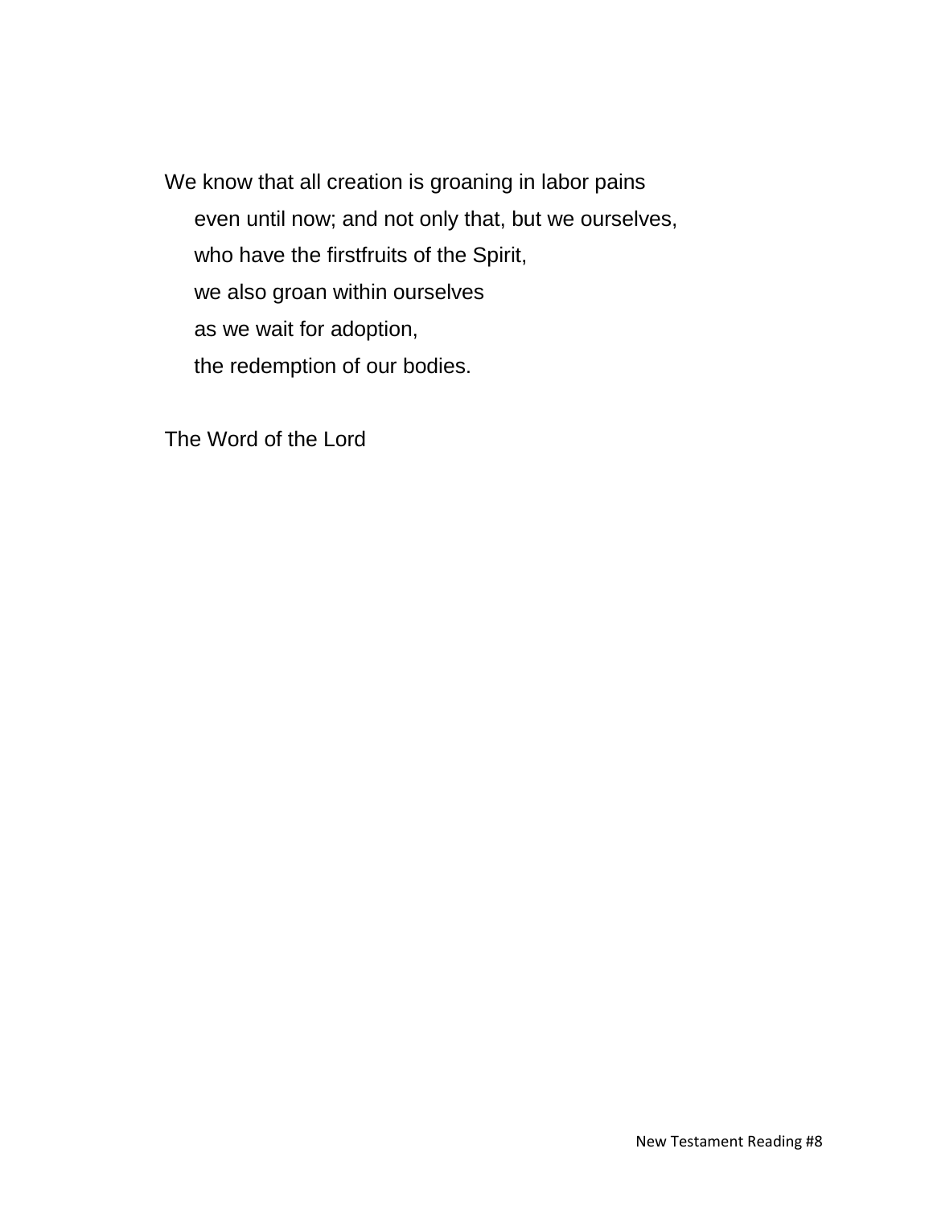We know that all creation is groaning in labor pains
even until now; and not only that, but we ourselves,
who have the firstfruits of the Spirit,
we also groan within ourselves
as we wait for adoption,
the redemption of our bodies.

The Word of the Lord